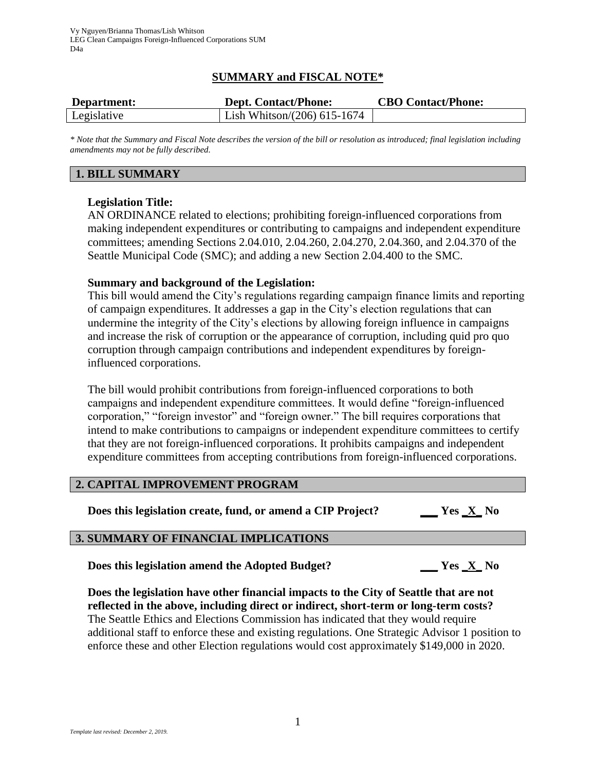Vy Nguyen/Brianna Thomas/Lish Whitson
LEG Clean Campaigns Foreign-Influenced Corporations SUM
D4a

# SUMMARY and FISCAL NOTE*

| Department: | Dept. Contact/Phone: | CBO Contact/Phone: |
|---|---|---|
| Legislative | Lish Whitson/(206) 615-1674 | |

*\* Note that the Summary and Fiscal Note describes the version of the bill or resolution as introduced; final legislation including amendments may not be fully described.*

## 1. BILL SUMMARY

**Legislation Title:**
AN ORDINANCE related to elections; prohibiting foreign-influenced corporations from making independent expenditures or contributing to campaigns and independent expenditure committees; amending Sections 2.04.010, 2.04.260, 2.04.270, 2.04.360, and 2.04.370 of the Seattle Municipal Code (SMC); and adding a new Section 2.04.400 to the SMC.

**Summary and background of the Legislation:**
This bill would amend the City's regulations regarding campaign finance limits and reporting of campaign expenditures. It addresses a gap in the City's election regulations that can undermine the integrity of the City's elections by allowing foreign influence in campaigns and increase the risk of corruption or the appearance of corruption, including quid pro quo corruption through campaign contributions and independent expenditures by foreign-influenced corporations.

The bill would prohibit contributions from foreign-influenced corporations to both campaigns and independent expenditure committees. It would define "foreign-influenced corporation," "foreign investor" and "foreign owner." The bill requires corporations that intend to make contributions to campaigns or independent expenditure committees to certify that they are not foreign-influenced corporations. It prohibits campaigns and independent expenditure committees from accepting contributions from foreign-influenced corporations.

## 2. CAPITAL IMPROVEMENT PROGRAM

**Does this legislation create, fund, or amend a CIP Project?** ___ Yes _X_ No

## 3. SUMMARY OF FINANCIAL IMPLICATIONS

**Does this legislation amend the Adopted Budget?** ___ Yes _X_ No

**Does the legislation have other financial impacts to the City of Seattle that are not reflected in the above, including direct or indirect, short-term or long-term costs?**
The Seattle Ethics and Elections Commission has indicated that they would require additional staff to enforce these and existing regulations. One Strategic Advisor 1 position to enforce these and other Election regulations would cost approximately $149,000 in 2020.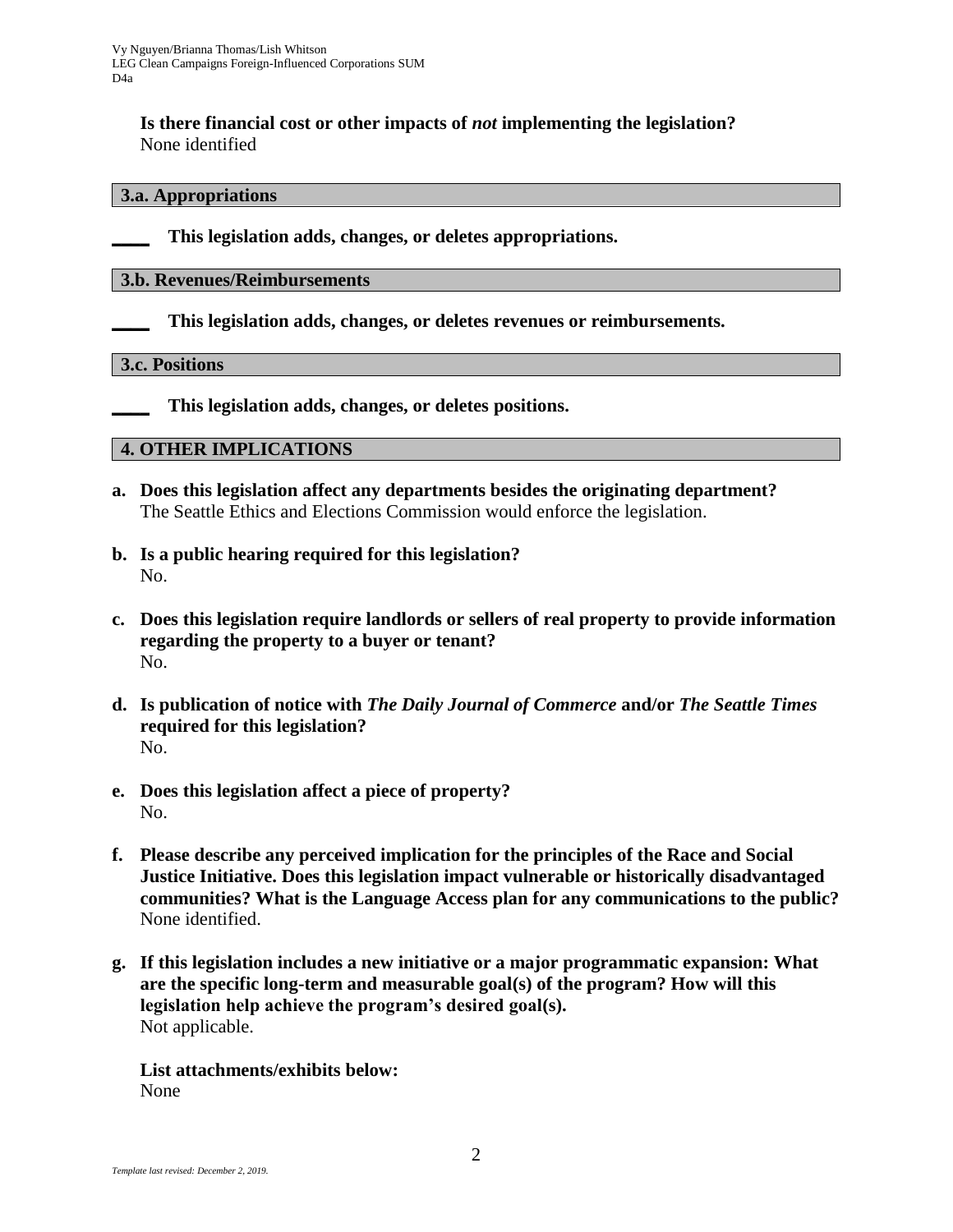**Is there financial cost or other impacts of *not* implementing the legislation?**
None identified

## 3.a. Appropriations

____ **This legislation adds, changes, or deletes appropriations.**

## 3.b. Revenues/Reimbursements

____ **This legislation adds, changes, or deletes revenues or reimbursements.**

## 3.c. Positions

____ **This legislation adds, changes, or deletes positions.**

## 4. OTHER IMPLICATIONS

**a. Does this legislation affect any departments besides the originating department?**
The Seattle Ethics and Elections Commission would enforce the legislation.

**b. Is a public hearing required for this legislation?**
No.

**c. Does this legislation require landlords or sellers of real property to provide information regarding the property to a buyer or tenant?**
No.

**d. Is publication of notice with *The Daily Journal of Commerce* and/or *The Seattle Times* required for this legislation?**
No.

**e. Does this legislation affect a piece of property?**
No.

**f. Please describe any perceived implication for the principles of the Race and Social Justice Initiative. Does this legislation impact vulnerable or historically disadvantaged communities? What is the Language Access plan for any communications to the public?**
None identified.

**g. If this legislation includes a new initiative or a major programmatic expansion: What are the specific long-term and measurable goal(s) of the program? How will this legislation help achieve the program's desired goal(s).**
Not applicable.

**List attachments/exhibits below:**
None